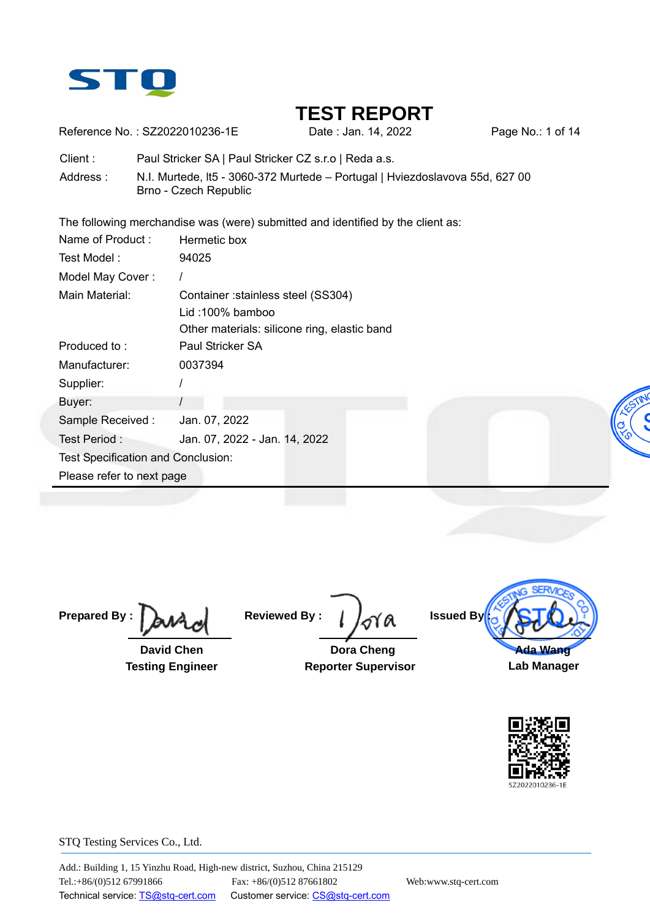STQ

# TEST REPORT

Reference No. : SZ2022010236-1E    Date : Jan. 14, 2022    Page No.: 1 of 14

Client : Paul Stricker SA | Paul Stricker CZ s.r.o | Reda a.s.

Address : N.I. Murtede, lt5 - 3060-372 Murtede – Portugal | Hviezdoslavova 55d, 627 00 Brno - Czech Republic

The following merchandise was (were) submitted and identified by the client as:

| | |
|---|---|
| Name of Product : | Hermetic box |
| Test Model : | 94025 |
| Model May Cover : | / |
| Main Material: | Container :stainless steel (SS304)<br>Lid :100% bamboo<br>Other materials: silicone ring, elastic band |
| Produced to : | Paul Stricker SA |
| Manufacturer: | 0037394 |
| Supplier: | / |
| Buyer: | / |
| Sample Received : | Jan. 07, 2022 |
| Test Period : | Jan. 07, 2022 - Jan. 14, 2022 |

Test Specification and Conclusion:

Please refer to next page

---

| Prepared By : | Reviewed By : | Issued By : |
|---|---|---|
| **David Chen** | **Dora Cheng** | **Ada Wang** |
| **Testing Engineer** | **Reporter Supervisor** | **Lab Manager** |

SZ2022010236-1E

STQ Testing Services Co., Ltd.

Add.: Building 1, 15 Yinzhu Road, High-new district, Suzhou, China 215129

Tel.:+86/(0)512 67991866    Fax: +86/(0)512 87661802    Web:www.stq-cert.com

Technical service: TS@stq-cert.com    Customer service: CS@stq-cert.com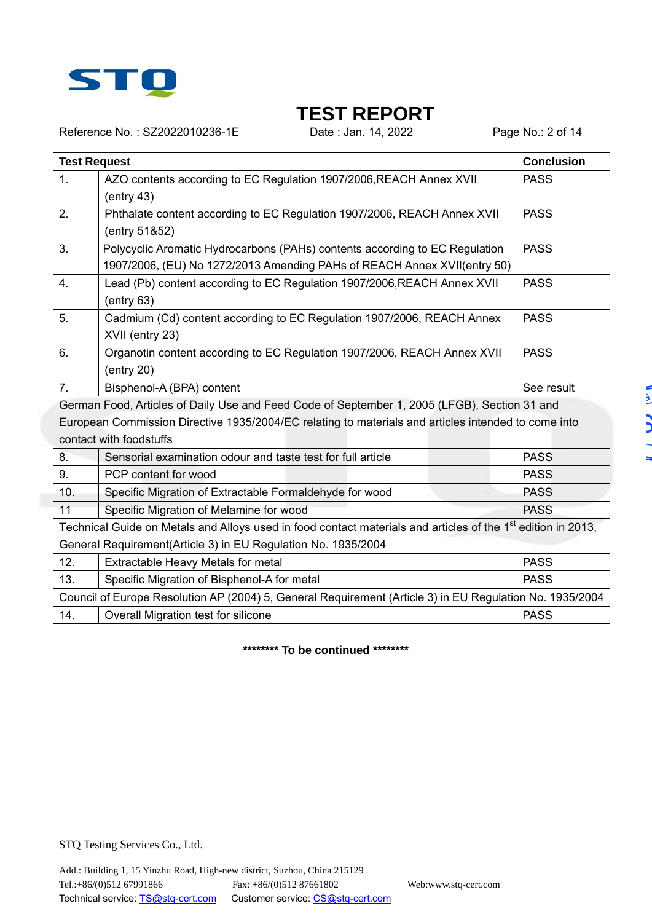# TEST REPORT

Reference No. : SZ2022010236-1E    Date : Jan. 14, 2022

| Test Request | | Conclusion |
|---|---|---|
| 1. | AZO contents according to EC Regulation 1907/2006,REACH Annex XVII (entry 43) | PASS |
| 2. | Phthalate content according to EC Regulation 1907/2006, REACH Annex XVII (entry 51&52) | PASS |
| 3. | Polycyclic Aromatic Hydrocarbons (PAHs) contents according to EC Regulation 1907/2006, (EU) No 1272/2013 Amending PAHs of REACH Annex XVII(entry 50) | PASS |
| 4. | Lead (Pb) content according to EC Regulation 1907/2006,REACH Annex XVII (entry 63) | PASS |
| 5. | Cadmium (Cd) content according to EC Regulation 1907/2006, REACH Annex XVII (entry 23) | PASS |
| 6. | Organotin content according to EC Regulation 1907/2006, REACH Annex XVII (entry 20) | PASS |
| 7. | Bisphenol-A (BPA) content | See result |
| German Food, Articles of Daily Use and Feed Code of September 1, 2005 (LFGB), Section 31 and European Commission Directive 1935/2004/EC relating to materials and articles intended to come into contact with foodstuffs | | |
| 8. | Sensorial examination odour and taste test for full article | PASS |
| 9. | PCP content for wood | PASS |
| 10. | Specific Migration of Extractable Formaldehyde for wood | PASS |
| 11 | Specific Migration of Melamine for wood | PASS |
| Technical Guide on Metals and Alloys used in food contact materials and articles of the 1st edition in 2013, General Requirement(Article 3) in EU Regulation No. 1935/2004 | | |
| 12. | Extractable Heavy Metals for metal | PASS |
| 13. | Specific Migration of Bisphenol-A for metal | PASS |
| Council of Europe Resolution AP (2004) 5, General Requirement (Article 3) in EU Regulation No. 1935/2004 | | |
| 14. | Overall Migration test for silicone | PASS |

******** To be continued ********

STQ Testing Services Co., Ltd.

Add.: Building 1, 15 Yinzhu Road, High-new district, Suzhou, China 215129
Tel.:+86/(0)512 67991866    Fax: +86/(0)512 87661802    Web:www.stq-cert.com
Technical service: TS@stq-cert.com    Customer service: CS@stq-cert.com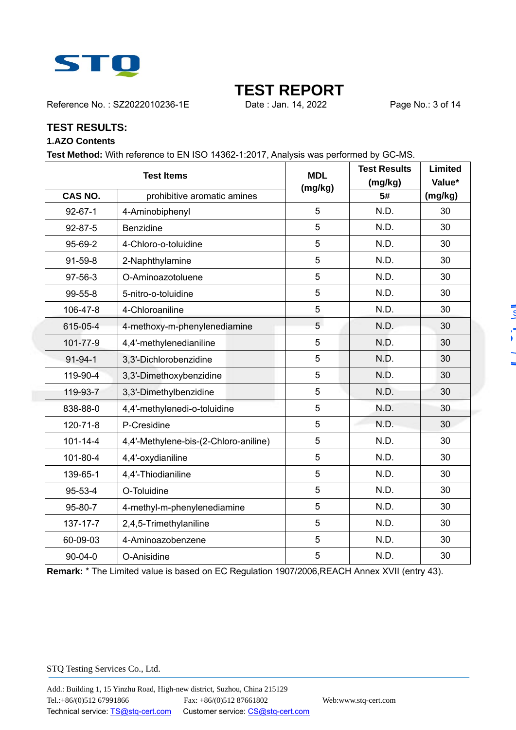# TEST REPORT

Reference No. : SZ2022010236-1E　　Date : Jan. 14, 2022

## TEST RESULTS:

### 1.AZO Contents

**Test Method:** With reference to EN ISO 14362-1:2017, Analysis was performed by GC-MS.

| Test Items | | MDL (mg/kg) | Test Results (mg/kg) | Limited Value* (mg/kg) |
|---|---|---|---|---|
| CAS NO. | prohibitive aromatic amines | | 5# | |
| 92-67-1 | 4-Aminobiphenyl | 5 | N.D. | 30 |
| 92-87-5 | Benzidine | 5 | N.D. | 30 |
| 95-69-2 | 4-Chloro-o-toluidine | 5 | N.D. | 30 |
| 91-59-8 | 2-Naphthylamine | 5 | N.D. | 30 |
| 97-56-3 | O-Aminoazotoluene | 5 | N.D. | 30 |
| 99-55-8 | 5-nitro-o-toluidine | 5 | N.D. | 30 |
| 106-47-8 | 4-Chloroaniline | 5 | N.D. | 30 |
| 615-05-4 | 4-methoxy-m-phenylenediamine | 5 | N.D. | 30 |
| 101-77-9 | 4,4′-methylenedianiline | 5 | N.D. | 30 |
| 91-94-1 | 3,3′-Dichlorobenzidine | 5 | N.D. | 30 |
| 119-90-4 | 3,3′-Dimethoxybenzidine | 5 | N.D. | 30 |
| 119-93-7 | 3,3′-Dimethylbenzidine | 5 | N.D. | 30 |
| 838-88-0 | 4,4′-methylenedi-o-toluidine | 5 | N.D. | 30 |
| 120-71-8 | P-Cresidine | 5 | N.D. | 30 |
| 101-14-4 | 4,4′-Methylene-bis-(2-Chloro-aniline) | 5 | N.D. | 30 |
| 101-80-4 | 4,4′-oxydianiline | 5 | N.D. | 30 |
| 139-65-1 | 4,4′-Thiodianiline | 5 | N.D. | 30 |
| 95-53-4 | O-Toluidine | 5 | N.D. | 30 |
| 95-80-7 | 4-methyl-m-phenylenediamine | 5 | N.D. | 30 |
| 137-17-7 | 2,4,5-Trimethylaniline | 5 | N.D. | 30 |
| 60-09-03 | 4-Aminoazobenzene | 5 | N.D. | 30 |
| 90-04-0 | O-Anisidine | 5 | N.D. | 30 |

**Remark:** * The Limited value is based on EC Regulation 1907/2006,REACH Annex XVII (entry 43).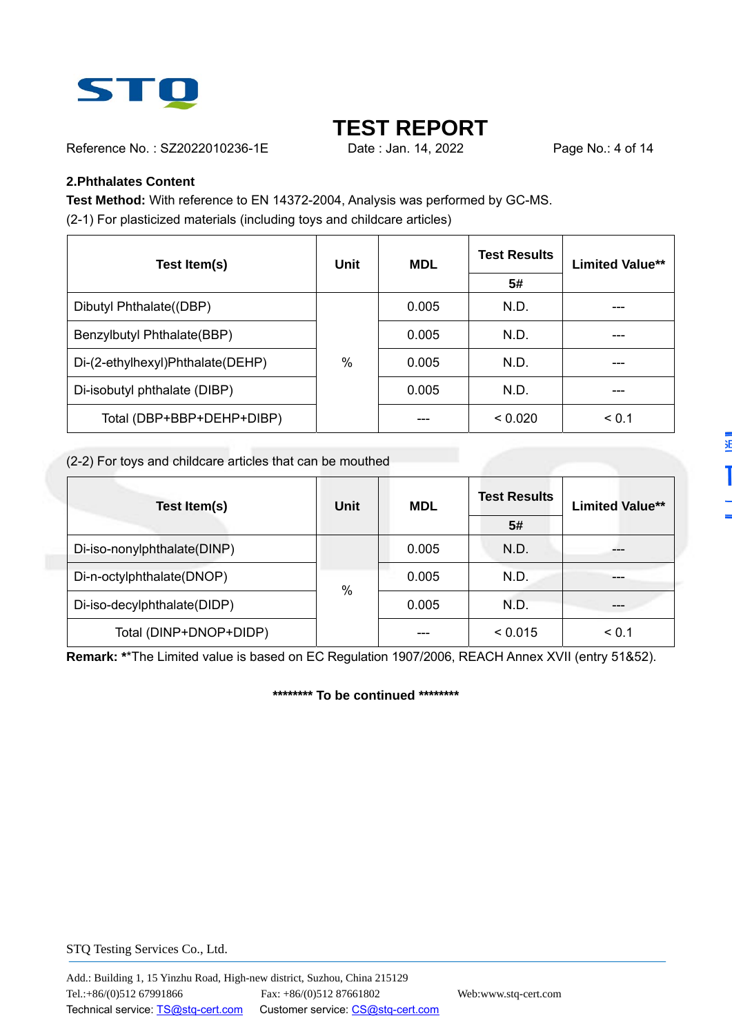## 2.Phthalates Content

**Test Method:** With reference to EN 14372-2004, Analysis was performed by GC-MS.

(2-1) For plasticized materials (including toys and childcare articles)

| Test Item(s) | Unit | MDL | Test Results | Limited Value** |
|---|---|---|---|---|
| | | | 5# | |
| Dibutyl Phthalate((DBP) | % | 0.005 | N.D. | --- |
| Benzylbutyl Phthalate(BBP) | | 0.005 | N.D. | --- |
| Di-(2-ethylhexyl)Phthalate(DEHP) | | 0.005 | N.D. | --- |
| Di-isobutyl phthalate (DIBP) | | 0.005 | N.D. | --- |
| Total (DBP+BBP+DEHP+DIBP) | | --- | < 0.020 | < 0.1 |

(2-2) For toys and childcare articles that can be mouthed

| Test Item(s) | Unit | MDL | Test Results | Limited Value** |
|---|---|---|---|---|
| | | | 5# | |
| Di-iso-nonylphthalate(DINP) | % | 0.005 | N.D. | --- |
| Di-n-octylphthalate(DNOP) | | 0.005 | N.D. | --- |
| Di-iso-decylphthalate(DIDP) | | 0.005 | N.D. | --- |
| Total (DINP+DNOP+DIDP) | | --- | < 0.015 | < 0.1 |

**Remark:** **The Limited value is based on EC Regulation 1907/2006, REACH Annex XVII (entry 51&52).

**\*\*\*\*\*\*\*\* To be continued \*\*\*\*\*\*\*\***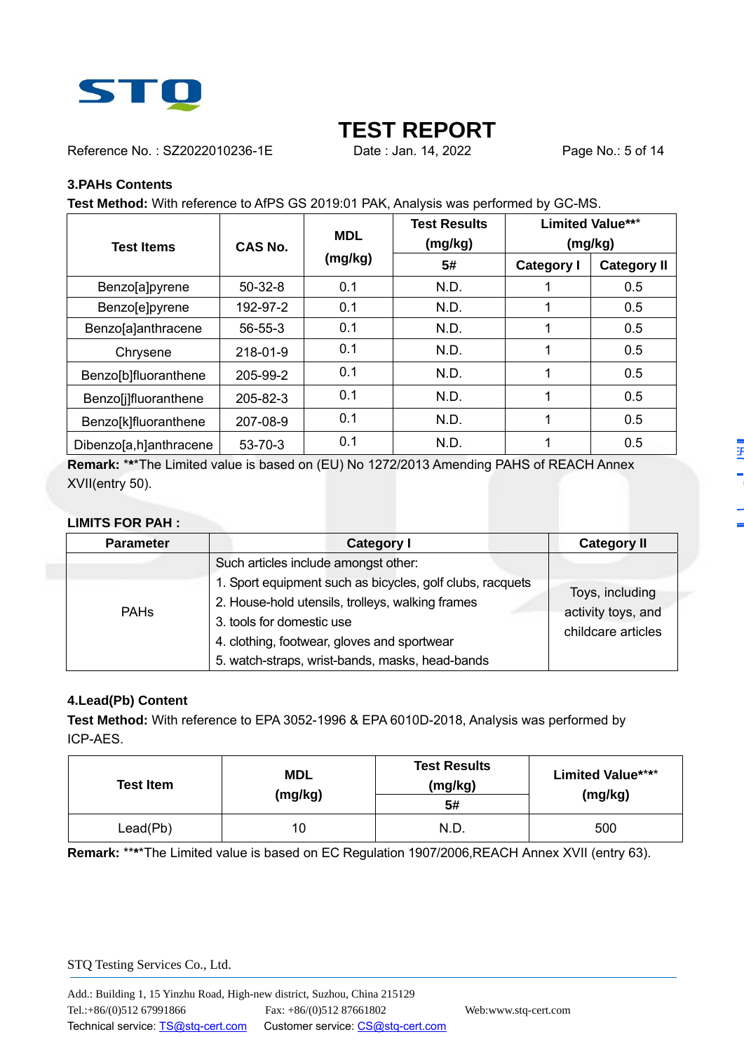# TEST REPORT

Reference No. : SZ2022010236-1E    Date : Jan. 14, 2022

## 3.PAHs Contents

**Test Method:** With reference to AfPS GS 2019:01 PAK, Analysis was performed by GC-MS.

| Test Items | CAS No. | MDL (mg/kg) | Test Results (mg/kg) | Limited Value*** (mg/kg) | |
|---|---|---|---|---|---|
| | | | 5# | Category I | Category II |
| Benzo[a]pyrene | 50-32-8 | 0.1 | N.D. | 1 | 0.5 |
| Benzo[e]pyrene | 192-97-2 | 0.1 | N.D. | 1 | 0.5 |
| Benzo[a]anthracene | 56-55-3 | 0.1 | N.D. | 1 | 0.5 |
| Chrysene | 218-01-9 | 0.1 | N.D. | 1 | 0.5 |
| Benzo[b]fluoranthene | 205-99-2 | 0.1 | N.D. | 1 | 0.5 |
| Benzo[j]fluoranthene | 205-82-3 | 0.1 | N.D. | 1 | 0.5 |
| Benzo[k]fluoranthene | 207-08-9 | 0.1 | N.D. | 1 | 0.5 |
| Dibenzo[a,h]anthracene | 53-70-3 | 0.1 | N.D. | 1 | 0.5 |

**Remark:** ***The Limited value is based on (EU) No 1272/2013 Amending PAHS of REACH Annex XVII(entry 50).

**LIMITS FOR PAH :**

| Parameter | Category I | Category II |
|---|---|---|
| PAHs | Such articles include amongst other:<br>1. Sport equipment such as bicycles, golf clubs, racquets<br>2. House-hold utensils, trolleys, walking frames<br>3. tools for domestic use<br>4. clothing, footwear, gloves and sportwear<br>5. watch-straps, wrist-bands, masks, head-bands | Toys, including activity toys, and childcare articles |

## 4.Lead(Pb) Content

**Test Method:** With reference to EPA 3052-1996 & EPA 6010D-2018, Analysis was performed by ICP-AES.

| Test Item | MDL (mg/kg) | Test Results (mg/kg) | Limited Value**** (mg/kg) |
|---|---|---|---|
| | | 5# | |
| Lead(Pb) | 10 | N.D. | 500 |

**Remark:** ****The Limited value is based on EC Regulation 1907/2006,REACH Annex XVII (entry 63).

STQ Testing Services Co., Ltd.

Add.: Building 1, 15 Yinzhu Road, High-new district, Suzhou, China 215129
Tel.:+86/(0)512 67991866    Fax: +86/(0)512 87661802    Web:www.stq-cert.com
Technical service: TS@stq-cert.com    Customer service: CS@stq-cert.com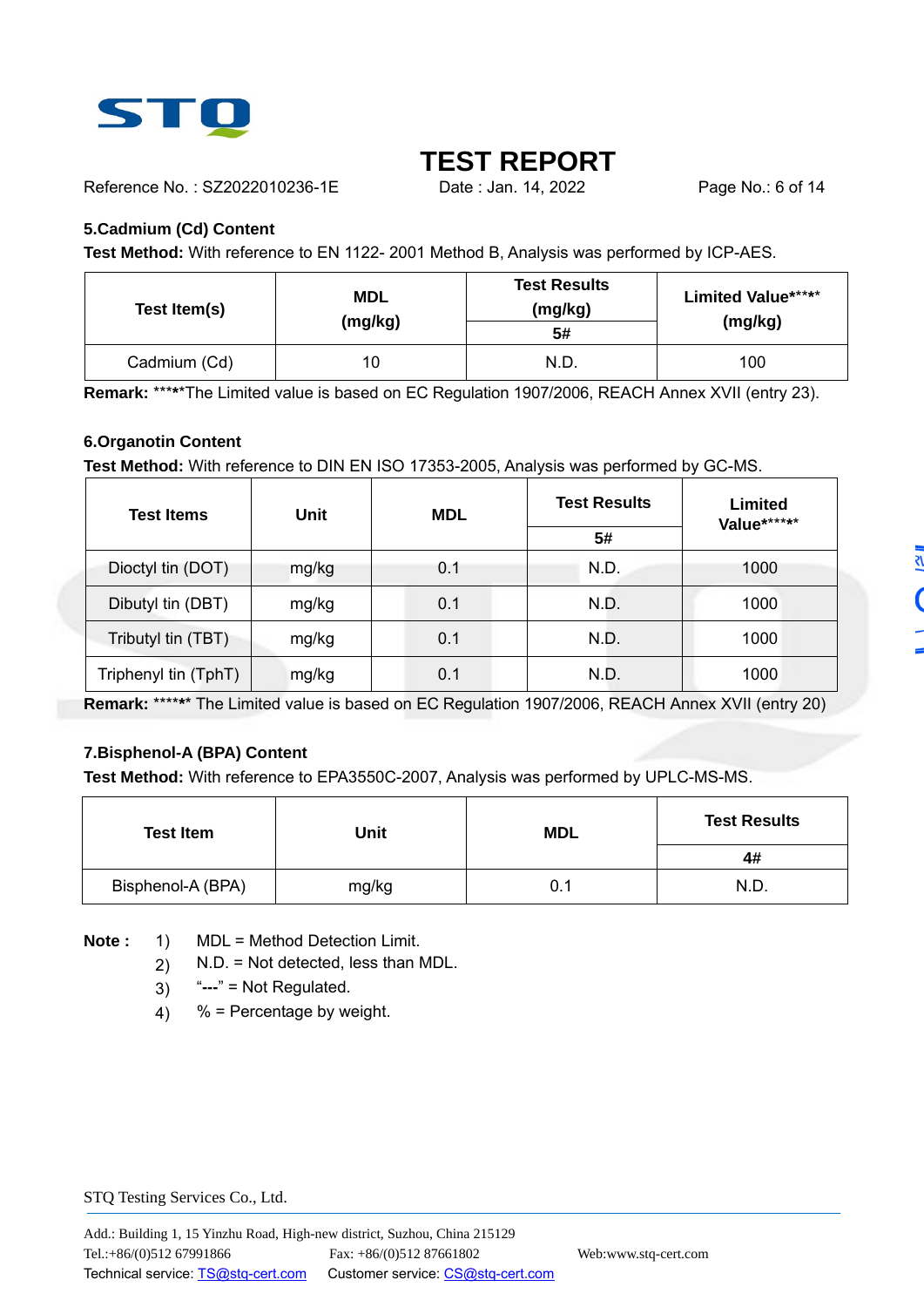## 5.Cadmium (Cd) Content

**Test Method:** With reference to EN 1122- 2001 Method B, Analysis was performed by ICP-AES.

| Test Item(s) | MDL (mg/kg) | Test Results (mg/kg) | Limited Value***** (mg/kg) |
|---|---|---|---|
| | | 5# | |
| Cadmium (Cd) | 10 | N.D. | 100 |

**Remark:** *****The Limited value is based on EC Regulation 1907/2006, REACH Annex XVII (entry 23).

## 6.Organotin Content

**Test Method:** With reference to DIN EN ISO 17353-2005, Analysis was performed by GC-MS.

| Test Items | Unit | MDL | Test Results | Limited Value****** |
|---|---|---|---|---|
| | | | 5# | |
| Dioctyl tin (DOT) | mg/kg | 0.1 | N.D. | 1000 |
| Dibutyl tin (DBT) | mg/kg | 0.1 | N.D. | 1000 |
| Tributyl tin (TBT) | mg/kg | 0.1 | N.D. | 1000 |
| Triphenyl tin (TphT) | mg/kg | 0.1 | N.D. | 1000 |

**Remark:** ****** The Limited value is based on EC Regulation 1907/2006, REACH Annex XVII (entry 20)

## 7.Bisphenol-A (BPA) Content

**Test Method:** With reference to EPA3550C-2007, Analysis was performed by UPLC-MS-MS.

| Test Item | Unit | MDL | Test Results |
|---|---|---|---|
| | | | 4# |
| Bisphenol-A (BPA) | mg/kg | 0.1 | N.D. |

**Note :**

1) MDL = Method Detection Limit.
2) N.D. = Not detected, less than MDL.
3) "---" = Not Regulated.
4) % = Percentage by weight.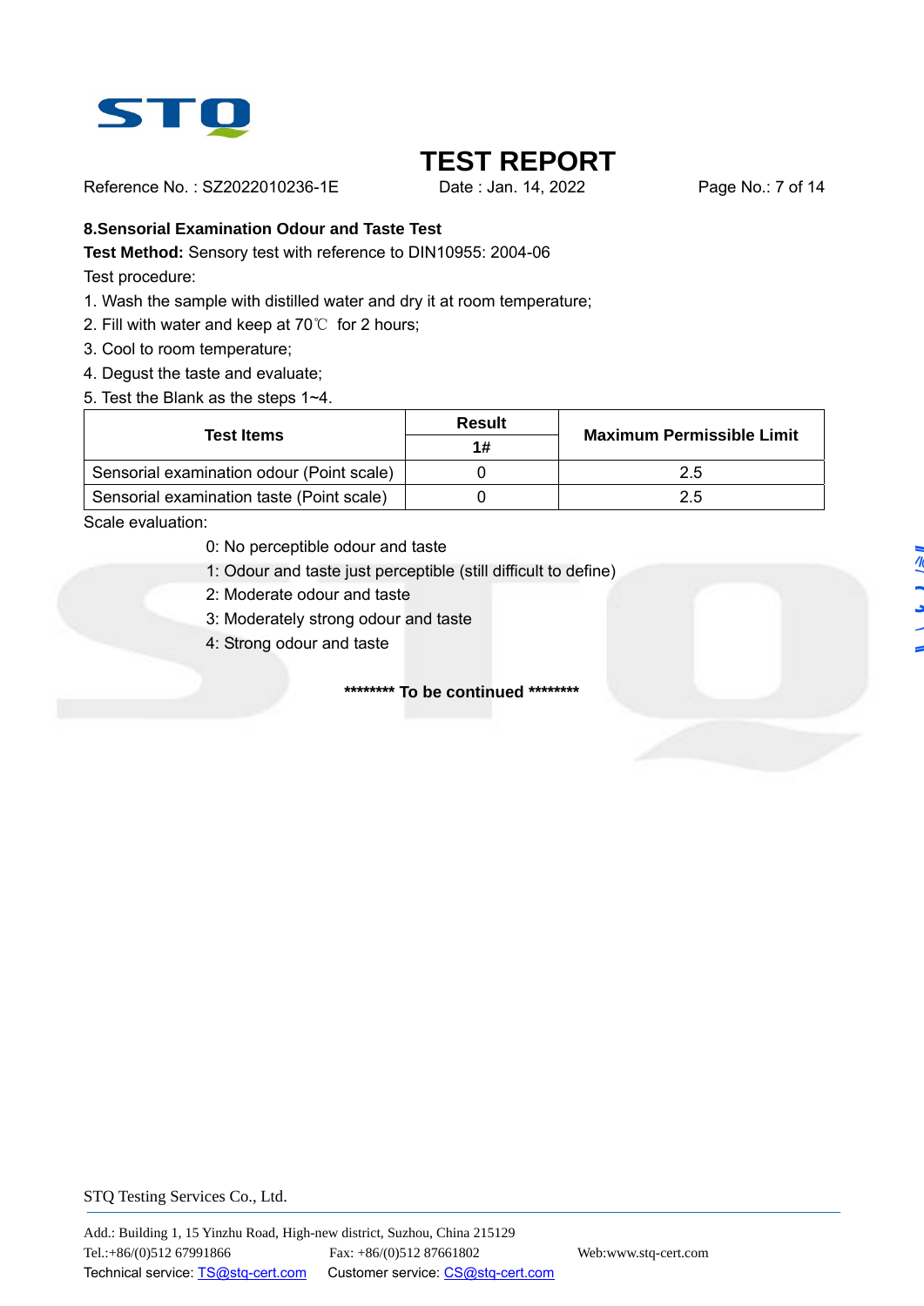# TEST REPORT

Reference No. : SZ2022010236-1E Date : Jan. 14, 2022

## 8.Sensorial Examination Odour and Taste Test

**Test Method:** Sensory test with reference to DIN10955: 2004-06

Test procedure:

1. Wash the sample with distilled water and dry it at room temperature;
2. Fill with water and keep at 70℃ for 2 hours;
3. Cool to room temperature;
4. Degust the taste and evaluate;
5. Test the Blank as the steps 1~4.

| Test Items | Result | Maximum Permissible Limit |
|---|---|---|
| | 1# | |
| Sensorial examination odour (Point scale) | 0 | 2.5 |
| Sensorial examination taste (Point scale) | 0 | 2.5 |

Scale evaluation:

0: No perceptible odour and taste

1: Odour and taste just perceptible (still difficult to define)

2: Moderate odour and taste

3: Moderately strong odour and taste

4: Strong odour and taste

**\*\*\*\*\*\*\*\* To be continued \*\*\*\*\*\*\*\***

STQ Testing Services Co., Ltd.

Add.: Building 1, 15 Yinzhu Road, High-new district, Suzhou, China 215129

Tel.:+86/(0)512 67991866 Fax: +86/(0)512 87661802 Web:www.stq-cert.com

Technical service: TS@stq-cert.com Customer service: CS@stq-cert.com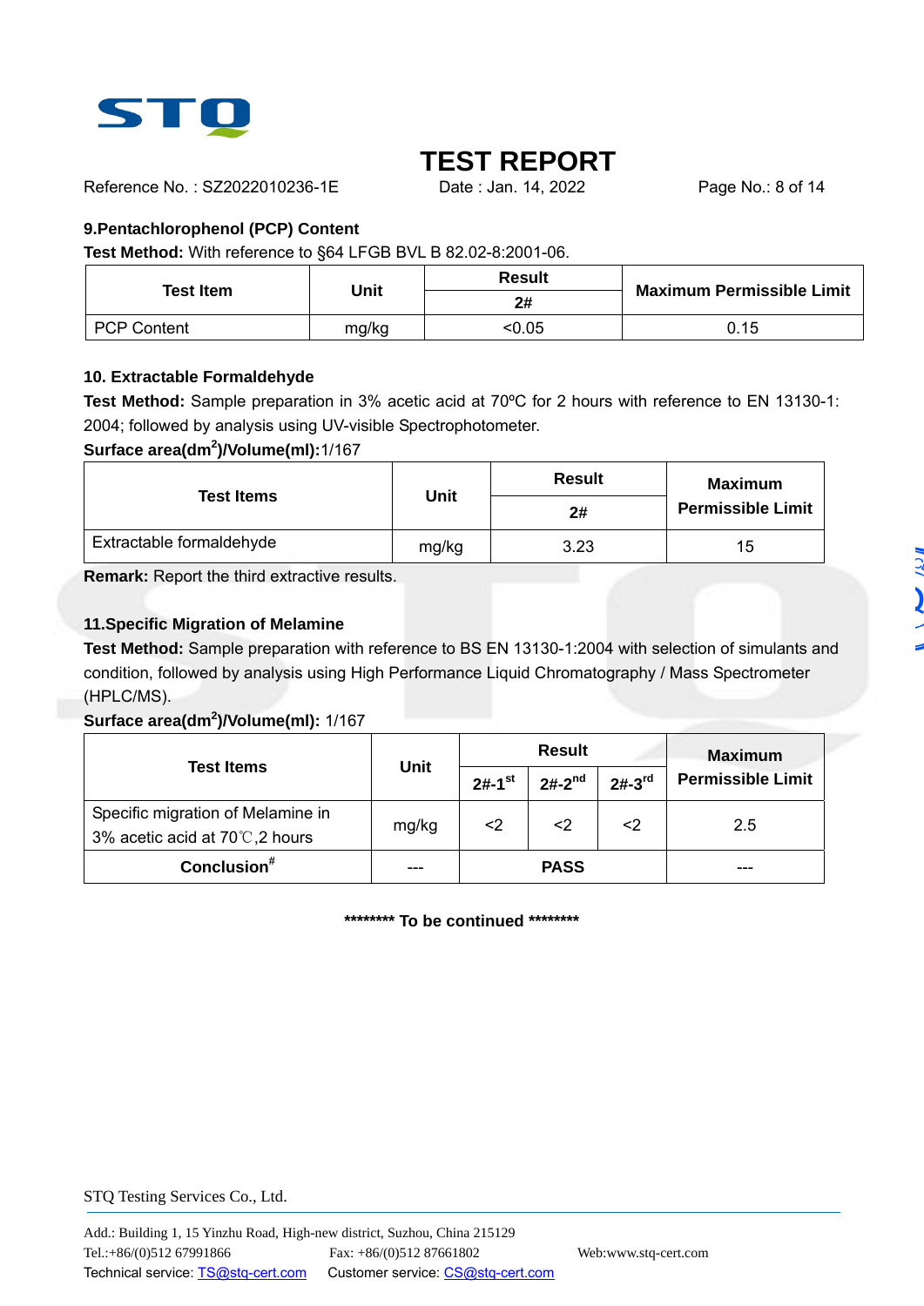## 9.Pentachlorophenol (PCP) Content

**Test Method:** With reference to §64 LFGB BVL B 82.02-8:2001-06.

| Test Item | Unit | Result | Maximum Permissible Limit |
|---|---|---|---|
| | | 2# | |
| PCP Content | mg/kg | <0.05 | 0.15 |

## 10. Extractable Formaldehyde

**Test Method:** Sample preparation in 3% acetic acid at 70ºC for 2 hours with reference to EN 13130-1: 2004; followed by analysis using UV-visible Spectrophotometer.

**Surface area($dm^2$)/Volume(ml):** 1/167

| Test Items | Unit | Result | Maximum Permissible Limit |
|---|---|---|---|
| | | 2# | |
| Extractable formaldehyde | mg/kg | 3.23 | 15 |

**Remark:** Report the third extractive results.

## 11.Specific Migration of Melamine

**Test Method:** Sample preparation with reference to BS EN 13130-1:2004 with selection of simulants and condition, followed by analysis using High Performance Liquid Chromatography / Mass Spectrometer (HPLC/MS).

**Surface area($dm^2$)/Volume(ml):** 1/167

| Test Items | Unit | Result | | | Maximum Permissible Limit |
|---|---|---|---|---|---|
| | | 2#-1st | 2#-2nd | 2#-3rd | |
| Specific migration of Melamine in 3% acetic acid at 70℃,2 hours | mg/kg | <2 | <2 | <2 | 2.5 |
| **Conclusion#** | --- | PASS | | | --- |

******** To be continued ********

STQ Testing Services Co., Ltd.

Add.: Building 1, 15 Yinzhu Road, High-new district, Suzhou, China 215129
Tel.:+86/(0)512 67991866 Fax: +86/(0)512 87661802 Web:www.stq-cert.com
Technical service: TS@stq-cert.com Customer service: CS@stq-cert.com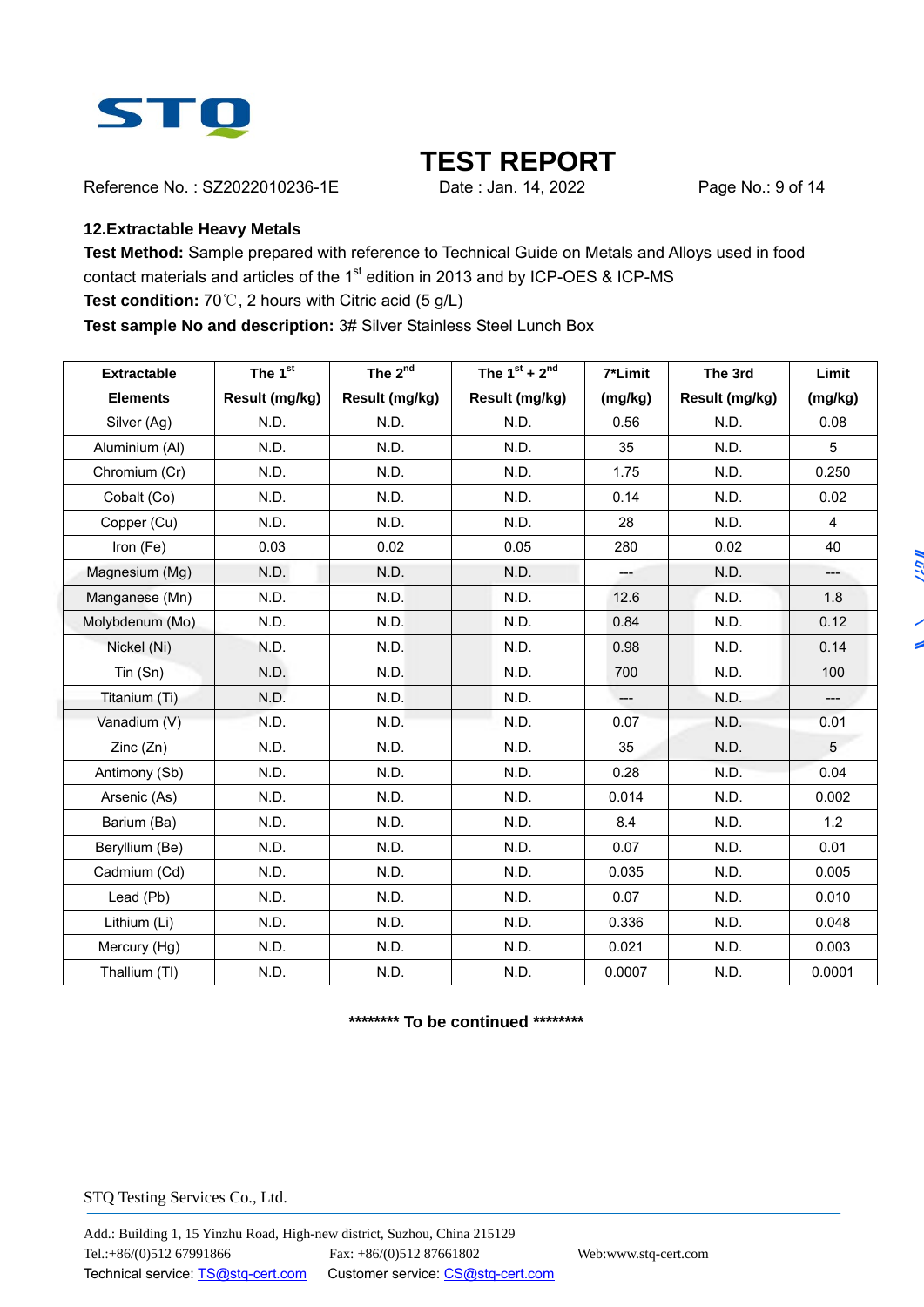# TEST REPORT

Reference No. : SZ2022010236-1E    Date : Jan. 14, 2022

## 12.Extractable Heavy Metals

**Test Method:** Sample prepared with reference to Technical Guide on Metals and Alloys used in food contact materials and articles of the 1st edition in 2013 and by ICP-OES & ICP-MS

**Test condition:** 70℃, 2 hours with Citric acid (5 g/L)

**Test sample No and description:** 3# Silver Stainless Steel Lunch Box

| Extractable Elements | The 1st Result (mg/kg) | The 2nd Result (mg/kg) | The 1st + 2nd Result (mg/kg) | 7*Limit (mg/kg) | The 3rd Result (mg/kg) | Limit (mg/kg) |
|---|---|---|---|---|---|---|
| Silver (Ag) | N.D. | N.D. | N.D. | 0.56 | N.D. | 0.08 |
| Aluminium (Al) | N.D. | N.D. | N.D. | 35 | N.D. | 5 |
| Chromium (Cr) | N.D. | N.D. | N.D. | 1.75 | N.D. | 0.250 |
| Cobalt (Co) | N.D. | N.D. | N.D. | 0.14 | N.D. | 0.02 |
| Copper (Cu) | N.D. | N.D. | N.D. | 28 | N.D. | 4 |
| Iron (Fe) | 0.03 | 0.02 | 0.05 | 280 | 0.02 | 40 |
| Magnesium (Mg) | N.D. | N.D. | N.D. | --- | N.D. | --- |
| Manganese (Mn) | N.D. | N.D. | N.D. | 12.6 | N.D. | 1.8 |
| Molybdenum (Mo) | N.D. | N.D. | N.D. | 0.84 | N.D. | 0.12 |
| Nickel (Ni) | N.D. | N.D. | N.D. | 0.98 | N.D. | 0.14 |
| Tin (Sn) | N.D. | N.D. | N.D. | 700 | N.D. | 100 |
| Titanium (Ti) | N.D. | N.D. | N.D. | --- | N.D. | --- |
| Vanadium (V) | N.D. | N.D. | N.D. | 0.07 | N.D. | 0.01 |
| Zinc (Zn) | N.D. | N.D. | N.D. | 35 | N.D. | 5 |
| Antimony (Sb) | N.D. | N.D. | N.D. | 0.28 | N.D. | 0.04 |
| Arsenic (As) | N.D. | N.D. | N.D. | 0.014 | N.D. | 0.002 |
| Barium (Ba) | N.D. | N.D. | N.D. | 8.4 | N.D. | 1.2 |
| Beryllium (Be) | N.D. | N.D. | N.D. | 0.07 | N.D. | 0.01 |
| Cadmium (Cd) | N.D. | N.D. | N.D. | 0.035 | N.D. | 0.005 |
| Lead (Pb) | N.D. | N.D. | N.D. | 0.07 | N.D. | 0.010 |
| Lithium (Li) | N.D. | N.D. | N.D. | 0.336 | N.D. | 0.048 |
| Mercury (Hg) | N.D. | N.D. | N.D. | 0.021 | N.D. | 0.003 |
| Thallium (Tl) | N.D. | N.D. | N.D. | 0.0007 | N.D. | 0.0001 |

******** To be continued ********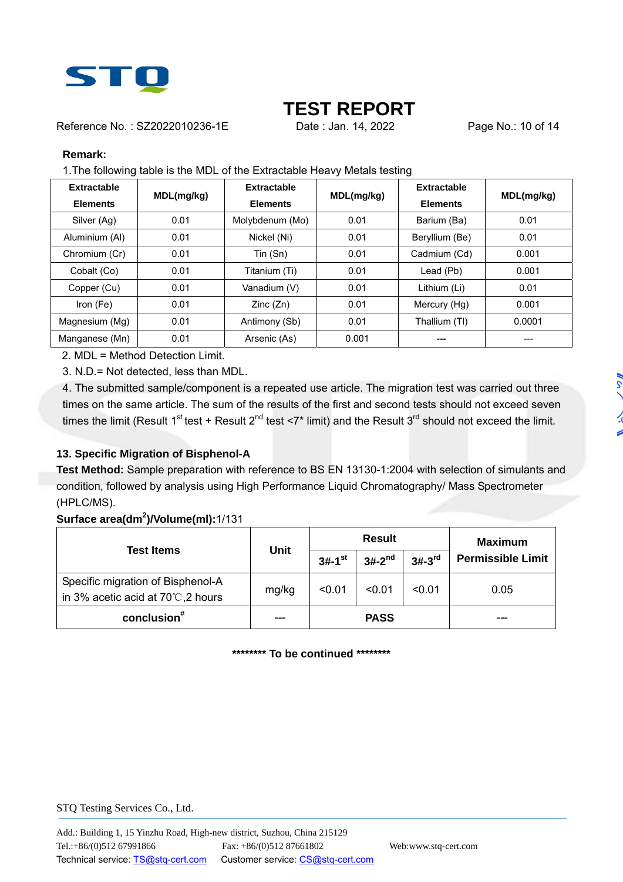**Remark:**

1.The following table is the MDL of the Extractable Heavy Metals testing

| Extractable Elements | MDL(mg/kg) | Extractable Elements | MDL(mg/kg) | Extractable Elements | MDL(mg/kg) |
|---|---|---|---|---|---|
| Silver (Ag) | 0.01 | Molybdenum (Mo) | 0.01 | Barium (Ba) | 0.01 |
| Aluminium (Al) | 0.01 | Nickel (Ni) | 0.01 | Beryllium (Be) | 0.01 |
| Chromium (Cr) | 0.01 | Tin (Sn) | 0.01 | Cadmium (Cd) | 0.001 |
| Cobalt (Co) | 0.01 | Titanium (Ti) | 0.01 | Lead (Pb) | 0.001 |
| Copper (Cu) | 0.01 | Vanadium (V) | 0.01 | Lithium (Li) | 0.01 |
| Iron (Fe) | 0.01 | Zinc (Zn) | 0.01 | Mercury (Hg) | 0.001 |
| Magnesium (Mg) | 0.01 | Antimony (Sb) | 0.01 | Thallium (Tl) | 0.0001 |
| Manganese (Mn) | 0.01 | Arsenic (As) | 0.001 | --- | --- |

2. MDL = Method Detection Limit.
3. N.D.= Not detected, less than MDL.
4. The submitted sample/component is a repeated use article. The migration test was carried out three times on the same article. The sum of the results of the first and second tests should not exceed seven times the limit (Result 1st test + Result 2nd test <7* limit) and the Result 3rd should not exceed the limit.

**13. Specific Migration of Bisphenol-A**

**Test Method:** Sample preparation with reference to BS EN 13130-1:2004 with selection of simulants and condition, followed by analysis using High Performance Liquid Chromatography/ Mass Spectrometer (HPLC/MS).

**Surface area($dm^2$)/Volume(ml):** 1/131

| Test Items | Unit | Result | | | Maximum Permissible Limit |
|---|---|---|---|---|---|
| | | 3#-1st | 3#-2nd | 3#-3rd | |
| Specific migration of Bisphenol-A in 3% acetic acid at 70℃,2 hours | mg/kg | <0.01 | <0.01 | <0.01 | 0.05 |
| **conclusion#** | --- | PASS | | | --- |

**\*\*\*\*\*\*\*\* To be continued \*\*\*\*\*\*\*\***

STQ Testing Services Co., Ltd.

Add.: Building 1, 15 Yinzhu Road, High-new district, Suzhou, China 215129
Tel.:+86/(0)512 67991866 Fax: +86/(0)512 87661802 Web:www.stq-cert.com
Technical service: TS@stq-cert.com Customer service: CS@stq-cert.com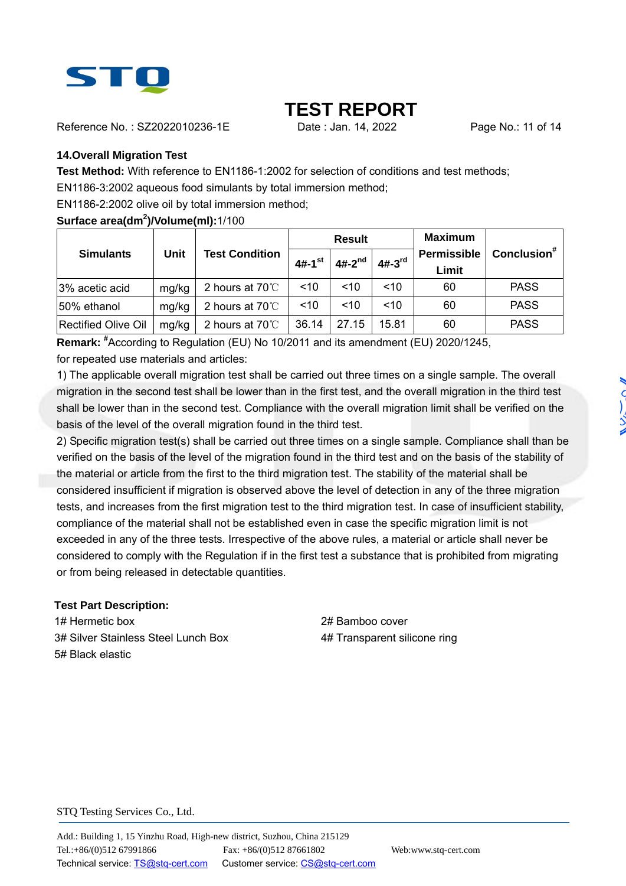# TEST REPORT

Reference No. : SZ2022010236-1E Date : Jan. 14, 2022

## 14.Overall Migration Test

**Test Method:** With reference to EN1186-1:2002 for selection of conditions and test methods;

EN1186-3:2002 aqueous food simulants by total immersion method;

EN1186-2:2002 olive oil by total immersion method;

**Surface area($dm^2$)/Volume(ml):**1/100

| Simulants | Unit | Test Condition | Result | | | Maximum Permissible Limit | Conclusion[#] |
|---|---|---|---|---|---|---|---|
| | | | 4#-1st | 4#-2nd | 4#-3rd | | |
| 3% acetic acid | mg/kg | 2 hours at 70℃ | <10 | <10 | <10 | 60 | PASS |
| 50% ethanol | mg/kg | 2 hours at 70℃ | <10 | <10 | <10 | 60 | PASS |
| Rectified Olive Oil | mg/kg | 2 hours at 70℃ | 36.14 | 27.15 | 15.81 | 60 | PASS |

**Remark:** [#]According to Regulation (EU) No 10/2011 and its amendment (EU) 2020/1245, for repeated use materials and articles:

1) The applicable overall migration test shall be carried out three times on a single sample. The overall migration in the second test shall be lower than in the first test, and the overall migration in the third test shall be lower than in the second test. Compliance with the overall migration limit shall be verified on the basis of the level of the overall migration found in the third test.

2) Specific migration test(s) shall be carried out three times on a single sample. Compliance shall than be verified on the basis of the level of the migration found in the third test and on the basis of the stability of the material or article from the first to the third migration test. The stability of the material shall be considered insufficient if migration is observed above the level of detection in any of the three migration tests, and increases from the first migration test to the third migration test. In case of insufficient stability, compliance of the material shall not be established even in case the specific migration limit is not exceeded in any of the three tests. Irrespective of the above rules, a material or article shall never be considered to comply with the Regulation if in the first test a substance that is prohibited from migrating or from being released in detectable quantities.

**Test Part Description:**

1# Hermetic box

2# Bamboo cover

3# Silver Stainless Steel Lunch Box

4# Transparent silicone ring

5# Black elastic

STQ Testing Services Co., Ltd.

Add.: Building 1, 15 Yinzhu Road, High-new district, Suzhou, China 215129

Tel.:+86/(0)512 67991866 Fax: +86/(0)512 87661802 Web:www.stq-cert.com

Technical service: TS@stq-cert.com Customer service: CS@stq-cert.com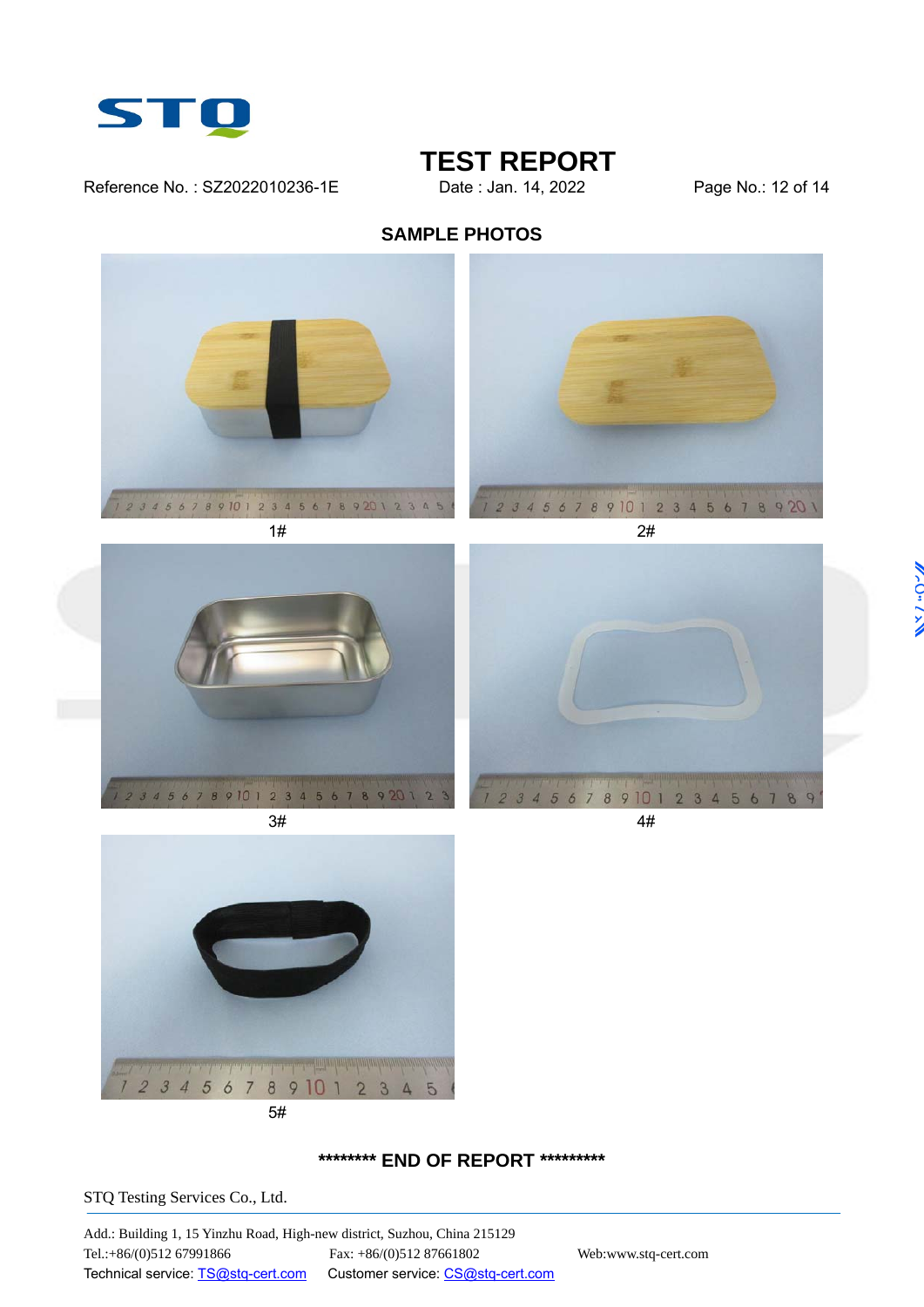## SAMPLE PHOTOS

1#

2#

3#

4#

5#

******** END OF REPORT *********

STQ Testing Services Co., Ltd.

Add.: Building 1, 15 Yinzhu Road, High-new district, Suzhou, China 215129
Tel.:+86/(0)512 67991866 Fax: +86/(0)512 87661802 Web:www.stq-cert.com
Technical service: TS@stq-cert.com Customer service: CS@stq-cert.com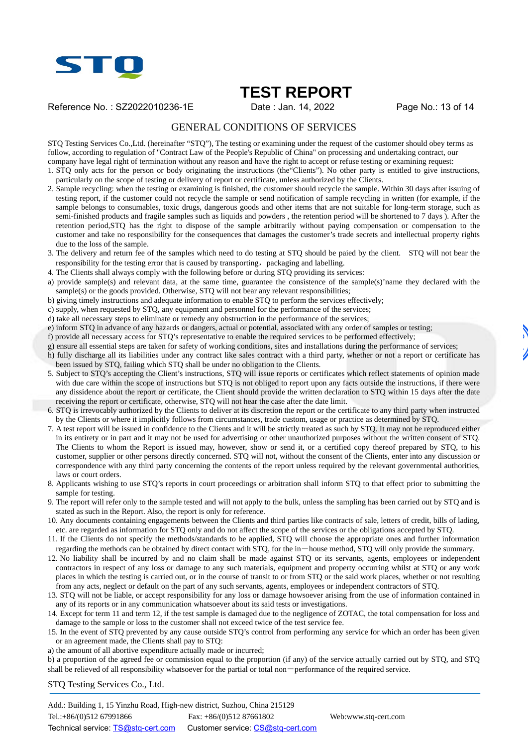# TEST REPORT

Reference No. : SZ2022010236-1E    Date : Jan. 14, 2022

## GENERAL CONDITIONS OF SERVICES

STQ Testing Services Co.,Ltd. (hereinafter "STQ"), The testing or examining under the request of the customer should obey terms as follow, according to regulation of "Contract Law of the People's Republic of China" on processing and undertaking contract, our company have legal right of termination without any reason and have the right to accept or refuse testing or examining request:

1. STQ only acts for the person or body originating the instructions (the"Clients"). No other party is entitled to give instructions, particularly on the scope of testing or delivery of report or certificate, unless authorized by the Clients.
2. Sample recycling: when the testing or examining is finished, the customer should recycle the sample. Within 30 days after issuing of testing report, if the customer could not recycle the sample or send notification of sample recycling in written (for example, if the sample belongs to consumables, toxic drugs, dangerous goods and other items that are not suitable for long-term storage, such as semi-finished products and fragile samples such as liquids and powders , the retention period will be shortened to 7 days ). After the retention period,STQ has the right to dispose of the sample arbitrarily without paying compensation or compensation to the customer and take no responsibility for the consequences that damages the customer's trade secrets and intellectual property rights due to the loss of the sample.
3. The delivery and return fee of the samples which need to do testing at STQ should be paied by the client. STQ will not bear the responsibility for the testing error that is caused by transporting，packaging and labelling.
4. The Clients shall always comply with the following before or during STQ providing its services:

a) provide sample(s) and relevant data, at the same time, guarantee the consistence of the sample(s)'name they declared with the sample(s) or the goods provided. Otherwise, STQ will not bear any relevant responsibilities;
b) giving timely instructions and adequate information to enable STQ to perform the services effectively;
c) supply, when requested by STQ, any equipment and personnel for the performance of the services;
d) take all necessary steps to eliminate or remedy any obstruction in the performance of the services;
e) inform STQ in advance of any hazards or dangers, actual or potential, associated with any order of samples or testing;
f) provide all necessary access for STQ's representative to enable the required services to be performed effectively;
g) ensure all essential steps are taken for safety of working conditions, sites and installations during the performance of services;
h) fully discharge all its liabilities under any contract like sales contract with a third party, whether or not a report or certificate has been issued by STQ, failing which STQ shall be under no obligation to the Clients.

5. Subject to STQ's accepting the Client's instructions, STQ will issue reports or certificates which reflect statements of opinion made with due care within the scope of instructions but STQ is not obliged to report upon any facts outside the instructions, if there were any dissidence about the report or certificate, the Client should provide the written declaration to STQ within 15 days after the date receiving the report or certificate, otherwise, STQ will not hear the case after the date limit.
6. STQ is irrevocably authorized by the Clients to deliver at its discretion the report or the certificate to any third party when instructed by the Clients or where it implicitly follows from circumstances, trade custom, usage or practice as determined by STQ.
7. A test report will be issued in confidence to the Clients and it will be strictly treated as such by STQ. It may not be reproduced either in its entirety or in part and it may not be used for advertising or other unauthorized purposes without the written consent of STQ. The Clients to whom the Report is issued may, however, show or send it, or a certified copy thereof prepared by STQ, to his customer, supplier or other persons directly concerned. STQ will not, without the consent of the Clients, enter into any discussion or correspondence with any third party concerning the contents of the report unless required by the relevant governmental authorities, laws or court orders.
8. Applicants wishing to use STQ's reports in court proceedings or arbitration shall inform STQ to that effect prior to submitting the sample for testing.
9. The report will refer only to the sample tested and will not apply to the bulk, unless the sampling has been carried out by STQ and is stated as such in the Report. Also, the report is only for reference.
10. Any documents containing engagements between the Clients and third parties like contracts of sale, letters of credit, bills of lading, etc. are regarded as information for STQ only and do not affect the scope of the services or the obligations accepted by STQ.
11. If the Clients do not specify the methods/standards to be applied, STQ will choose the appropriate ones and further information regarding the methods can be obtained by direct contact with STQ, for the in－house method, STQ will only provide the summary.
12. No liability shall be incurred by and no claim shall be made against STQ or its servants, agents, employees or independent contractors in respect of any loss or damage to any such materials, equipment and property occurring whilst at STQ or any work places in which the testing is carried out, or in the course of transit to or from STQ or the said work places, whether or not resulting from any acts, neglect or default on the part of any such servants, agents, employees or independent contractors of STQ.
13. STQ will not be liable, or accept responsibility for any loss or damage howsoever arising from the use of information contained in any of its reports or in any communication whatsoever about its said tests or investigations.
14. Except for term 11 and term 12, if the test sample is damaged due to the negligence of ZOTAC, the total compensation for loss and damage to the sample or loss to the customer shall not exceed twice of the test service fee.
15. In the event of STQ prevented by any cause outside STQ's control from performing any service for which an order has been given or an agreement made, the Clients shall pay to STQ:

a) the amount of all abortive expenditure actually made or incurred;
b) a proportion of the agreed fee or commission equal to the proportion (if any) of the service actually carried out by STQ, and STQ shall be relieved of all responsibility whatsoever for the partial or total non－performance of the required service.

STQ Testing Services Co., Ltd.

Add.: Building 1, 15 Yinzhu Road, High-new district, Suzhou, China 215129
Tel.:+86/(0)512 67991866    Fax: +86/(0)512 87661802    Web:www.stq-cert.com
Technical service: TS@stq-cert.com    Customer service: CS@stq-cert.com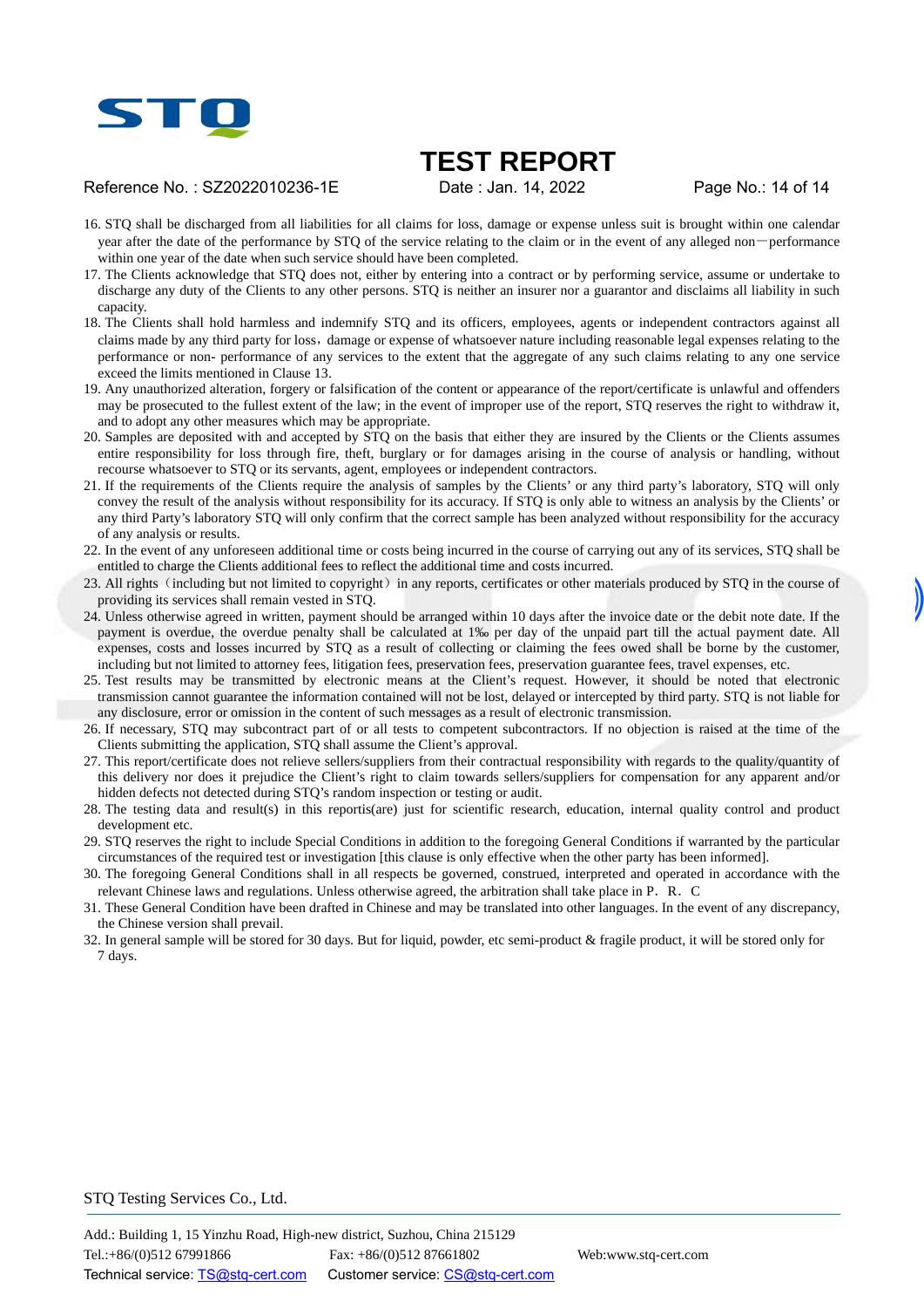16. STQ shall be discharged from all liabilities for all claims for loss, damage or expense unless suit is brought within one calendar year after the date of the performance by STQ of the service relating to the claim or in the event of any alleged non－performance within one year of the date when such service should have been completed.
17. The Clients acknowledge that STQ does not, either by entering into a contract or by performing service, assume or undertake to discharge any duty of the Clients to any other persons. STQ is neither an insurer nor a guarantor and disclaims all liability in such capacity.
18. The Clients shall hold harmless and indemnify STQ and its officers, employees, agents or independent contractors against all claims made by any third party for loss，damage or expense of whatsoever nature including reasonable legal expenses relating to the performance or non- performance of any services to the extent that the aggregate of any such claims relating to any one service exceed the limits mentioned in Clause 13.
19. Any unauthorized alteration, forgery or falsification of the content or appearance of the report/certificate is unlawful and offenders may be prosecuted to the fullest extent of the law; in the event of improper use of the report, STQ reserves the right to withdraw it, and to adopt any other measures which may be appropriate.
20. Samples are deposited with and accepted by STQ on the basis that either they are insured by the Clients or the Clients assumes entire responsibility for loss through fire, theft, burglary or for damages arising in the course of analysis or handling, without recourse whatsoever to STQ or its servants, agent, employees or independent contractors.
21. If the requirements of the Clients require the analysis of samples by the Clients' or any third party's laboratory, STQ will only convey the result of the analysis without responsibility for its accuracy. If STQ is only able to witness an analysis by the Clients' or any third Party's laboratory STQ will only confirm that the correct sample has been analyzed without responsibility for the accuracy of any analysis or results.
22. In the event of any unforeseen additional time or costs being incurred in the course of carrying out any of its services, STQ shall be entitled to charge the Clients additional fees to reflect the additional time and costs incurred.
23. All rights（including but not limited to copyright）in any reports, certificates or other materials produced by STQ in the course of providing its services shall remain vested in STQ.
24. Unless otherwise agreed in written, payment should be arranged within 10 days after the invoice date or the debit note date. If the payment is overdue, the overdue penalty shall be calculated at 1‰ per day of the unpaid part till the actual payment date. All expenses, costs and losses incurred by STQ as a result of collecting or claiming the fees owed shall be borne by the customer, including but not limited to attorney fees, litigation fees, preservation fees, preservation guarantee fees, travel expenses, etc.
25. Test results may be transmitted by electronic means at the Client's request. However, it should be noted that electronic transmission cannot guarantee the information contained will not be lost, delayed or intercepted by third party. STQ is not liable for any disclosure, error or omission in the content of such messages as a result of electronic transmission.
26. If necessary, STQ may subcontract part of or all tests to competent subcontractors. If no objection is raised at the time of the Clients submitting the application, STQ shall assume the Client's approval.
27. This report/certificate does not relieve sellers/suppliers from their contractual responsibility with regards to the quality/quantity of this delivery nor does it prejudice the Client's right to claim towards sellers/suppliers for compensation for any apparent and/or hidden defects not detected during STQ's random inspection or testing or audit.
28. The testing data and result(s) in this reportis(are) just for scientific research, education, internal quality control and product development etc.
29. STQ reserves the right to include Special Conditions in addition to the foregoing General Conditions if warranted by the particular circumstances of the required test or investigation [this clause is only effective when the other party has been informed].
30. The foregoing General Conditions shall in all respects be governed, construed, interpreted and operated in accordance with the relevant Chinese laws and regulations. Unless otherwise agreed, the arbitration shall take place in P．R．C
31. These General Condition have been drafted in Chinese and may be translated into other languages. In the event of any discrepancy, the Chinese version shall prevail.
32. In general sample will be stored for 30 days. But for liquid, powder, etc semi-product & fragile product, it will be stored only for 7 days.